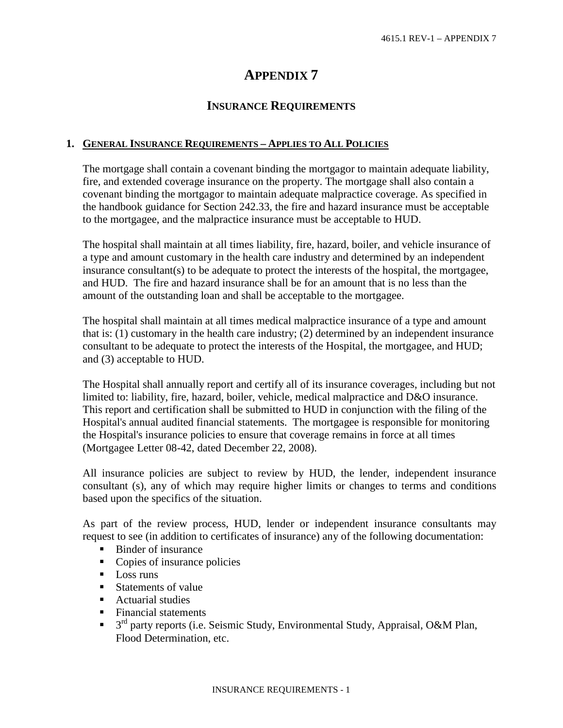# APPENDIX 7

## INSURANCE REQUIREMENTS

### 1. GENERAL INSURANCE REQUIREMENTS – APPLIES TO ALL POLICIES

The mortgage shall contain a covenant binding the mortgagor to maintain adequate liability, fire, and extended coverage insurance on the property. The mortgage shall also contain a covenant binding the mortgagor to maintain adequate malpractice coverage. As specified in the handbook guidance for Section 242.33, the fire and hazard insurance must be acceptable to the mortgagee, and the malpractice insurance must be acceptable to HUD.

The hospital shall maintain at all times liability, fire, hazard, boiler, and vehicle insurance of a type and amount customary in the health care industry and determined by an independent insurance consultant(s) to be adequate to protect the interests of the hospital, the mortgagee, and HUD. The fire and hazard insurance shall be for an amount that is no less than the amount of the outstanding loan and shall be acceptable to the mortgagee.

The hospital shall maintain at all times medical malpractice insurance of a type and amount that is: (1) customary in the health care industry; (2) determined by an independent insurance consultant to be adequate to protect the interests of the Hospital, the mortgagee, and HUD; and (3) acceptable to HUD.

The Hospital shall annually report and certify all of its insurance coverages, including but not limited to: liability, fire, hazard, boiler, vehicle, medical malpractice and D&O insurance. This report and certification shall be submitted to HUD in conjunction with the filing of the Hospital's annual audited financial statements. The mortgagee is responsible for monitoring the Hospital's insurance policies to ensure that coverage remains in force at all times (Mortgagee Letter 08-42, dated December 22, 2008).

All insurance policies are subject to review by HUD, the lender, independent insurance consultant (s), any of which may require higher limits or changes to terms and conditions based upon the specifics of the situation.

As part of the review process, HUD, lender or independent insurance consultants may request to see (in addition to certificates of insurance) any of the following documentation:

- Binder of insurance
- Copies of insurance policies
- Loss runs
- Statements of value
- Actuarial studies
- Financial statements
- 3rd party reports (i.e. Seismic Study, Environmental Study, Appraisal, O&M Plan, Flood Determination, etc.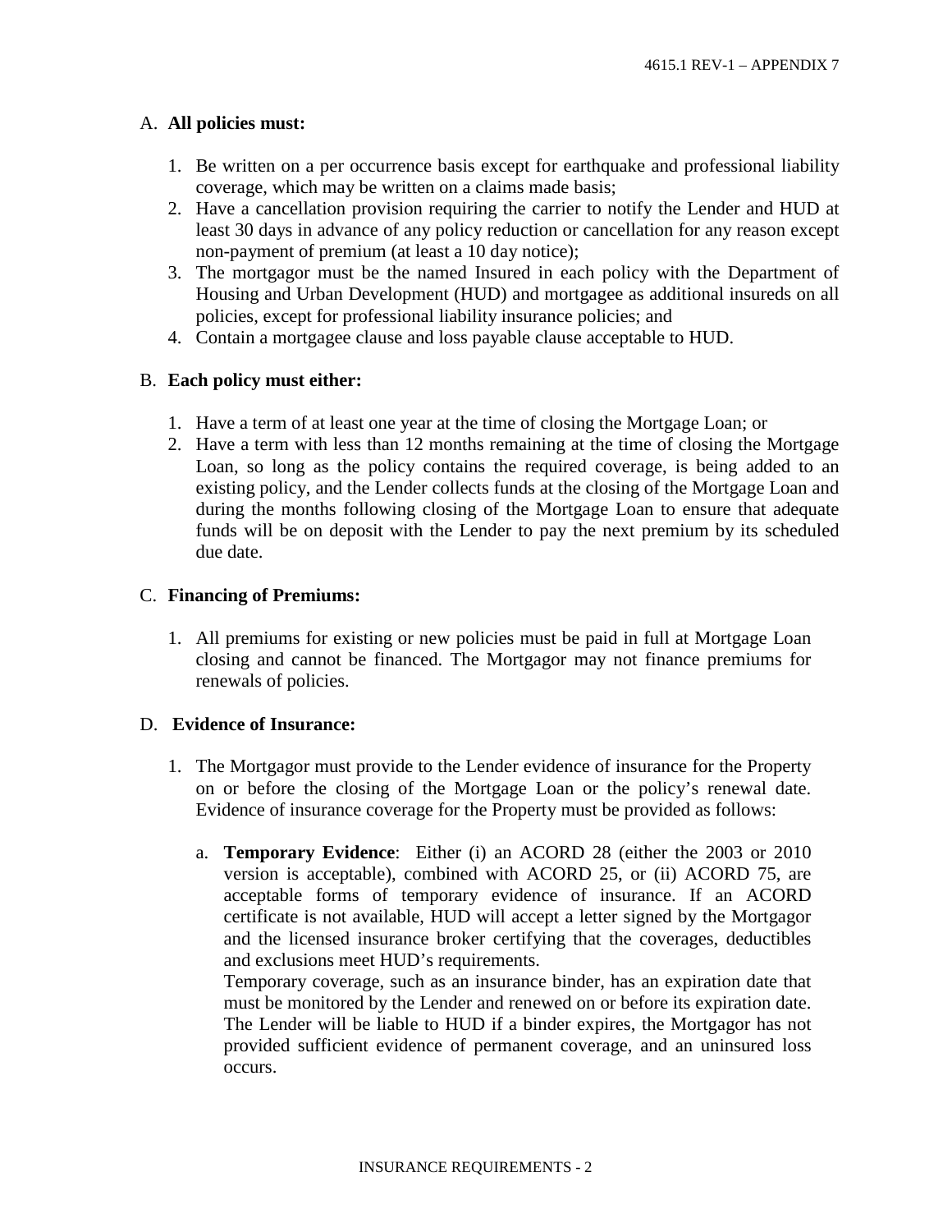A. **All policies must:**

1. Be written on a per occurrence basis except for earthquake and professional liability coverage, which may be written on a claims made basis;
2. Have a cancellation provision requiring the carrier to notify the Lender and HUD at least 30 days in advance of any policy reduction or cancellation for any reason except non-payment of premium (at least a 10 day notice);
3. The mortgagor must be the named Insured in each policy with the Department of Housing and Urban Development (HUD) and mortgagee as additional insureds on all policies, except for professional liability insurance policies; and
4. Contain a mortgagee clause and loss payable clause acceptable to HUD.

B. **Each policy must either:**

1. Have a term of at least one year at the time of closing the Mortgage Loan; or
2. Have a term with less than 12 months remaining at the time of closing the Mortgage Loan, so long as the policy contains the required coverage, is being added to an existing policy, and the Lender collects funds at the closing of the Mortgage Loan and during the months following closing of the Mortgage Loan to ensure that adequate funds will be on deposit with the Lender to pay the next premium by its scheduled due date.

C. **Financing of Premiums:**

1. All premiums for existing or new policies must be paid in full at Mortgage Loan closing and cannot be financed. The Mortgagor may not finance premiums for renewals of policies.

D. **Evidence of Insurance:**

1. The Mortgagor must provide to the Lender evidence of insurance for the Property on or before the closing of the Mortgage Loan or the policy's renewal date. Evidence of insurance coverage for the Property must be provided as follows:

   a. **Temporary Evidence**: Either (i) an ACORD 28 (either the 2003 or 2010 version is acceptable), combined with ACORD 25, or (ii) ACORD 75, are acceptable forms of temporary evidence of insurance. If an ACORD certificate is not available, HUD will accept a letter signed by the Mortgagor and the licensed insurance broker certifying that the coverages, deductibles and exclusions meet HUD's requirements.
   Temporary coverage, such as an insurance binder, has an expiration date that must be monitored by the Lender and renewed on or before its expiration date. The Lender will be liable to HUD if a binder expires, the Mortgagor has not provided sufficient evidence of permanent coverage, and an uninsured loss occurs.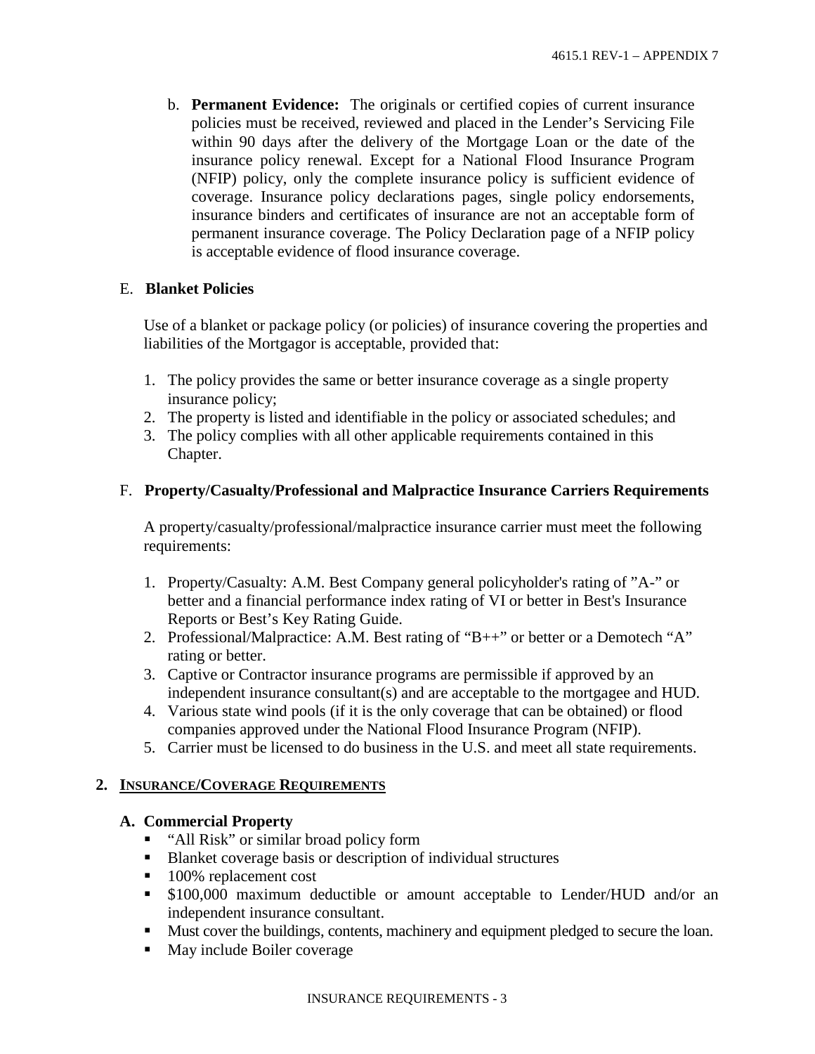b. **Permanent Evidence:** The originals or certified copies of current insurance policies must be received, reviewed and placed in the Lender's Servicing File within 90 days after the delivery of the Mortgage Loan or the date of the insurance policy renewal. Except for a National Flood Insurance Program (NFIP) policy, only the complete insurance policy is sufficient evidence of coverage. Insurance policy declarations pages, single policy endorsements, insurance binders and certificates of insurance are not an acceptable form of permanent insurance coverage. The Policy Declaration page of a NFIP policy is acceptable evidence of flood insurance coverage.

E. **Blanket Policies**

Use of a blanket or package policy (or policies) of insurance covering the properties and liabilities of the Mortgagor is acceptable, provided that:

1. The policy provides the same or better insurance coverage as a single property insurance policy;
2. The property is listed and identifiable in the policy or associated schedules; and
3. The policy complies with all other applicable requirements contained in this Chapter.

F. **Property/Casualty/Professional and Malpractice Insurance Carriers Requirements**

A property/casualty/professional/malpractice insurance carrier must meet the following requirements:

1. Property/Casualty: A.M. Best Company general policyholder's rating of "A-" or better and a financial performance index rating of VI or better in Best's Insurance Reports or Best's Key Rating Guide.
2. Professional/Malpractice: A.M. Best rating of "B++" or better or a Demotech "A" rating or better.
3. Captive or Contractor insurance programs are permissible if approved by an independent insurance consultant(s) and are acceptable to the mortgagee and HUD.
4. Various state wind pools (if it is the only coverage that can be obtained) or flood companies approved under the National Flood Insurance Program (NFIP).
5. Carrier must be licensed to do business in the U.S. and meet all state requirements.

## 2. INSURANCE/COVERAGE REQUIREMENTS

### A. Commercial Property

- "All Risk" or similar broad policy form
- Blanket coverage basis or description of individual structures
- 100% replacement cost
- \$100,000 maximum deductible or amount acceptable to Lender/HUD and/or an independent insurance consultant.
- Must cover the buildings, contents, machinery and equipment pledged to secure the loan.
- May include Boiler coverage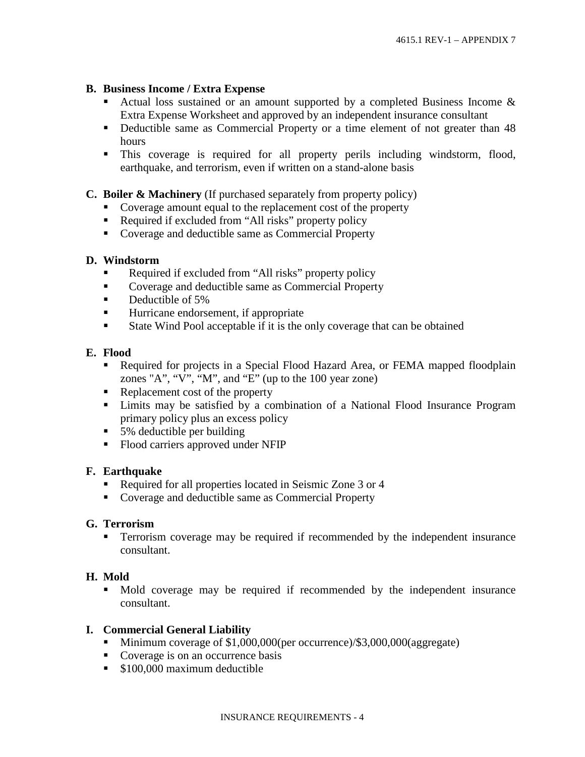### B. Business Income / Extra Expense

- Actual loss sustained or an amount supported by a completed Business Income & Extra Expense Worksheet and approved by an independent insurance consultant
- Deductible same as Commercial Property or a time element of not greater than 48 hours
- This coverage is required for all property perils including windstorm, flood, earthquake, and terrorism, even if written on a stand-alone basis

### C. Boiler & Machinery (If purchased separately from property policy)

- Coverage amount equal to the replacement cost of the property
- Required if excluded from "All risks" property policy
- Coverage and deductible same as Commercial Property

### D. Windstorm

- Required if excluded from "All risks" property policy
- Coverage and deductible same as Commercial Property
- Deductible of 5%
- Hurricane endorsement, if appropriate
- State Wind Pool acceptable if it is the only coverage that can be obtained

### E. Flood

- Required for projects in a Special Flood Hazard Area, or FEMA mapped floodplain zones "A", "V", "M", and "E" (up to the 100 year zone)
- Replacement cost of the property
- Limits may be satisfied by a combination of a National Flood Insurance Program primary policy plus an excess policy
- 5% deductible per building
- Flood carriers approved under NFIP

### F. Earthquake

- Required for all properties located in Seismic Zone 3 or 4
- Coverage and deductible same as Commercial Property

### G. Terrorism

- Terrorism coverage may be required if recommended by the independent insurance consultant.

### H. Mold

- Mold coverage may be required if recommended by the independent insurance consultant.

### I. Commercial General Liability

- Minimum coverage of $1,000,000(per occurrence)/$3,000,000(aggregate)
- Coverage is on an occurrence basis
- $100,000 maximum deductible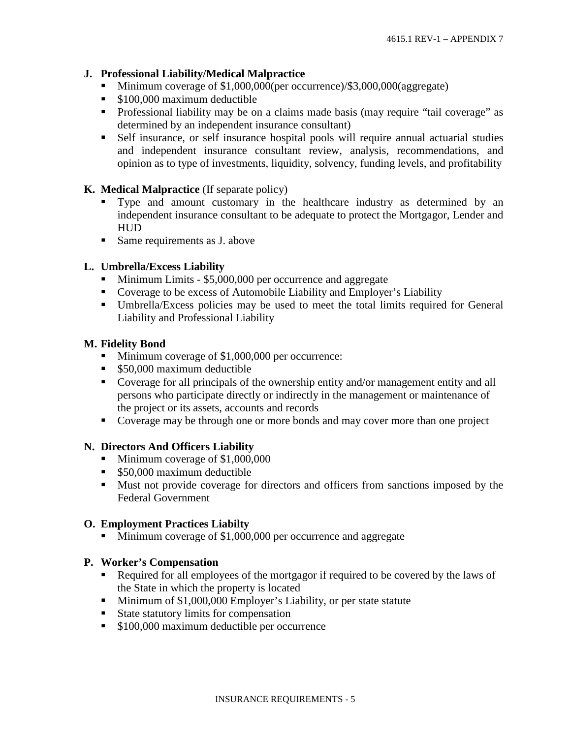**J. Professional Liability/Medical Malpractice**

- Minimum coverage of $1,000,000(per occurrence)/$3,000,000(aggregate)
- $100,000 maximum deductible
- Professional liability may be on a claims made basis (may require "tail coverage" as determined by an independent insurance consultant)
- Self insurance, or self insurance hospital pools will require annual actuarial studies and independent insurance consultant review, analysis, recommendations, and opinion as to type of investments, liquidity, solvency, funding levels, and profitability

**K. Medical Malpractice** (If separate policy)

- Type and amount customary in the healthcare industry as determined by an independent insurance consultant to be adequate to protect the Mortgagor, Lender and HUD
- Same requirements as J. above

**L. Umbrella/Excess Liability**

- Minimum Limits - $5,000,000 per occurrence and aggregate
- Coverage to be excess of Automobile Liability and Employer's Liability
- Umbrella/Excess policies may be used to meet the total limits required for General Liability and Professional Liability

**M. Fidelity Bond**

- Minimum coverage of $1,000,000 per occurrence:
- $50,000 maximum deductible
- Coverage for all principals of the ownership entity and/or management entity and all persons who participate directly or indirectly in the management or maintenance of the project or its assets, accounts and records
- Coverage may be through one or more bonds and may cover more than one project

**N. Directors And Officers Liability**

- Minimum coverage of $1,000,000
- $50,000 maximum deductible
- Must not provide coverage for directors and officers from sanctions imposed by the Federal Government

**O. Employment Practices Liabilty**

- Minimum coverage of $1,000,000 per occurrence and aggregate

**P. Worker's Compensation**

- Required for all employees of the mortgagor if required to be covered by the laws of the State in which the property is located
- Minimum of $1,000,000 Employer's Liability, or per state statute
- State statutory limits for compensation
- $100,000 maximum deductible per occurrence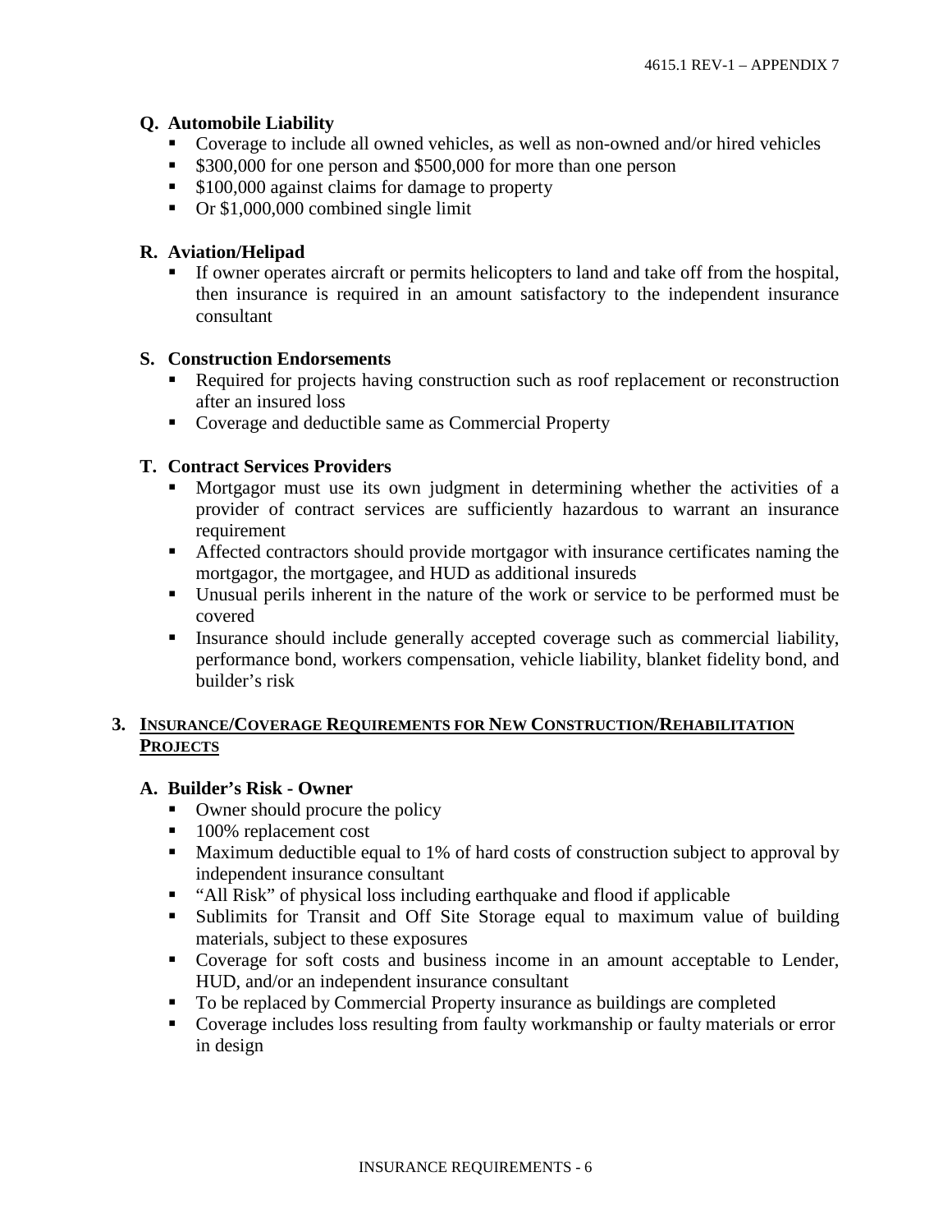**Q. Automobile Liability**

- Coverage to include all owned vehicles, as well as non-owned and/or hired vehicles
- $300,000 for one person and $500,000 for more than one person
- $100,000 against claims for damage to property
- Or $1,000,000 combined single limit

**R. Aviation/Helipad**

- If owner operates aircraft or permits helicopters to land and take off from the hospital, then insurance is required in an amount satisfactory to the independent insurance consultant

**S. Construction Endorsements**

- Required for projects having construction such as roof replacement or reconstruction after an insured loss
- Coverage and deductible same as Commercial Property

**T. Contract Services Providers**

- Mortgagor must use its own judgment in determining whether the activities of a provider of contract services are sufficiently hazardous to warrant an insurance requirement
- Affected contractors should provide mortgagor with insurance certificates naming the mortgagor, the mortgagee, and HUD as additional insureds
- Unusual perils inherent in the nature of the work or service to be performed must be covered
- Insurance should include generally accepted coverage such as commercial liability, performance bond, workers compensation, vehicle liability, blanket fidelity bond, and builder's risk

## 3. INSURANCE/COVERAGE REQUIREMENTS FOR NEW CONSTRUCTION/REHABILITATION PROJECTS

**A. Builder's Risk - Owner**

- Owner should procure the policy
- 100% replacement cost
- Maximum deductible equal to 1% of hard costs of construction subject to approval by independent insurance consultant
- "All Risk" of physical loss including earthquake and flood if applicable
- Sublimits for Transit and Off Site Storage equal to maximum value of building materials, subject to these exposures
- Coverage for soft costs and business income in an amount acceptable to Lender, HUD, and/or an independent insurance consultant
- To be replaced by Commercial Property insurance as buildings are completed
- Coverage includes loss resulting from faulty workmanship or faulty materials or error in design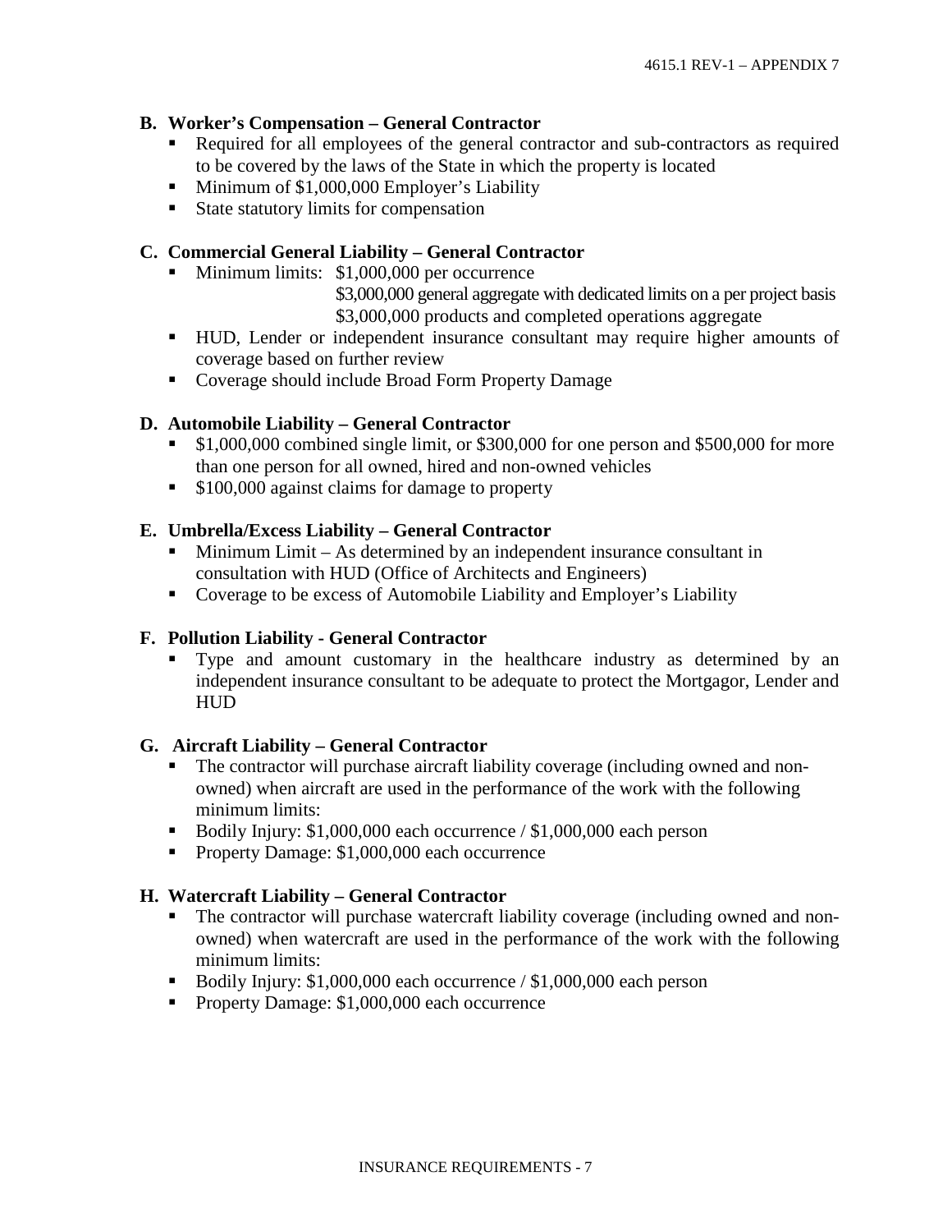### B. Worker's Compensation – General Contractor

- Required for all employees of the general contractor and sub-contractors as required to be covered by the laws of the State in which the property is located
- Minimum of $1,000,000 Employer's Liability
- State statutory limits for compensation

### C. Commercial General Liability – General Contractor

- Minimum limits: $1,000,000 per occurrence
  $3,000,000 general aggregate with dedicated limits on a per project basis
  $3,000,000 products and completed operations aggregate
- HUD, Lender or independent insurance consultant may require higher amounts of coverage based on further review
- Coverage should include Broad Form Property Damage

### D. Automobile Liability – General Contractor

- $1,000,000 combined single limit, or $300,000 for one person and $500,000 for more than one person for all owned, hired and non-owned vehicles
- $100,000 against claims for damage to property

### E. Umbrella/Excess Liability – General Contractor

- Minimum Limit – As determined by an independent insurance consultant in consultation with HUD (Office of Architects and Engineers)
- Coverage to be excess of Automobile Liability and Employer's Liability

### F. Pollution Liability - General Contractor

- Type and amount customary in the healthcare industry as determined by an independent insurance consultant to be adequate to protect the Mortgagor, Lender and HUD

### G. Aircraft Liability – General Contractor

- The contractor will purchase aircraft liability coverage (including owned and non-owned) when aircraft are used in the performance of the work with the following minimum limits:
- Bodily Injury: $1,000,000 each occurrence / $1,000,000 each person
- Property Damage: $1,000,000 each occurrence

### H. Watercraft Liability – General Contractor

- The contractor will purchase watercraft liability coverage (including owned and non-owned) when watercraft are used in the performance of the work with the following minimum limits:
- Bodily Injury: $1,000,000 each occurrence / $1,000,000 each person
- Property Damage: $1,000,000 each occurrence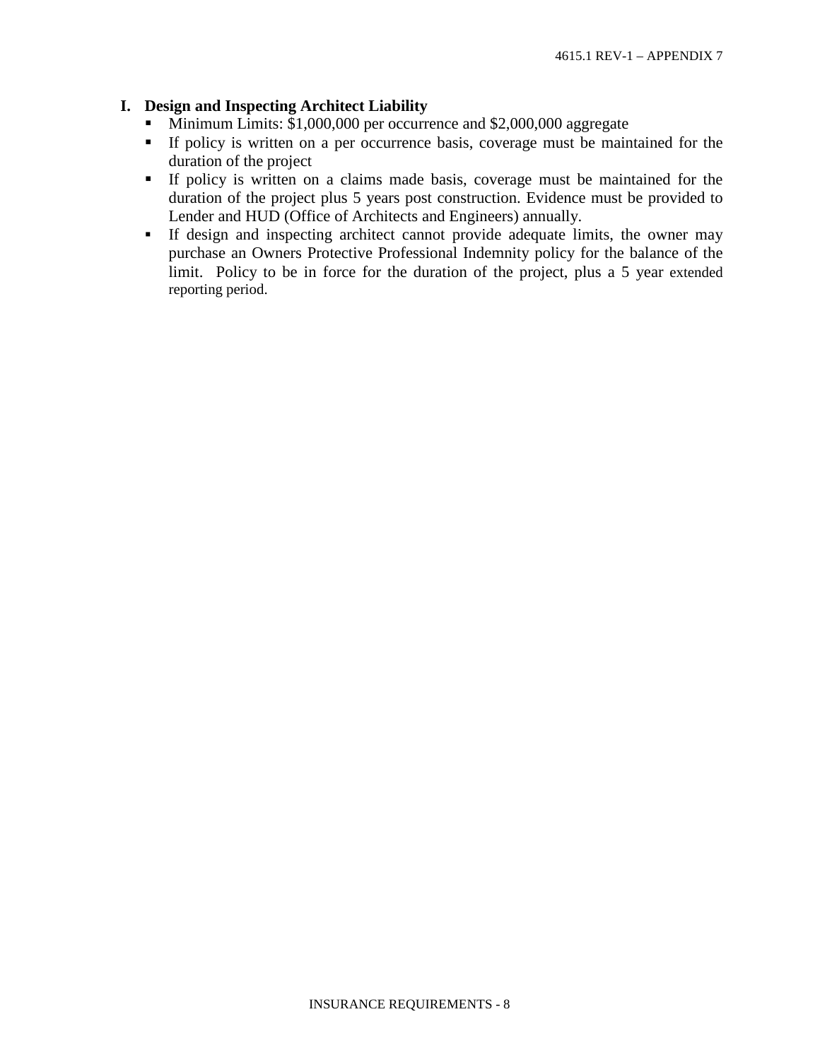## I. Design and Inspecting Architect Liability

- Minimum Limits: $1,000,000 per occurrence and $2,000,000 aggregate
- If policy is written on a per occurrence basis, coverage must be maintained for the duration of the project
- If policy is written on a claims made basis, coverage must be maintained for the duration of the project plus 5 years post construction. Evidence must be provided to Lender and HUD (Office of Architects and Engineers) annually.
- If design and inspecting architect cannot provide adequate limits, the owner may purchase an Owners Protective Professional Indemnity policy for the balance of the limit. Policy to be in force for the duration of the project, plus a 5 year extended reporting period.